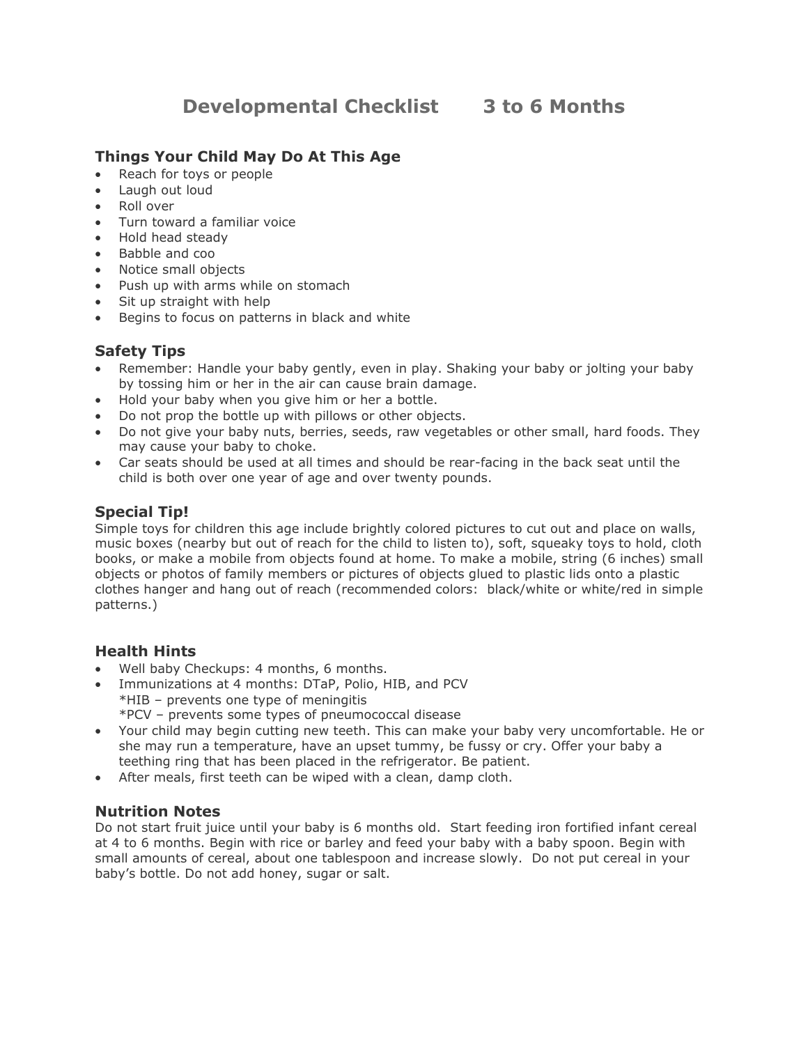# Developmental Checklist 3 to 6 Months

## Things Your Child May Do At This Age

- Reach for toys or people
- Laugh out loud
- Roll over
- Turn toward a familiar voice
- Hold head steady
- Babble and coo
- Notice small objects
- Push up with arms while on stomach
- Sit up straight with help
- Begins to focus on patterns in black and white

## Safety Tips

- Remember: Handle your baby gently, even in play. Shaking your baby or jolting your baby by tossing him or her in the air can cause brain damage.
- Hold your baby when you give him or her a bottle.
- Do not prop the bottle up with pillows or other objects.
- Do not give your baby nuts, berries, seeds, raw vegetables or other small, hard foods. They may cause your baby to choke.
- Car seats should be used at all times and should be rear-facing in the back seat until the child is both over one year of age and over twenty pounds.

## Special Tip!

Simple toys for children this age include brightly colored pictures to cut out and place on walls, music boxes (nearby but out of reach for the child to listen to), soft, squeaky toys to hold, cloth books, or make a mobile from objects found at home. To make a mobile, string (6 inches) small objects or photos of family members or pictures of objects glued to plastic lids onto a plastic clothes hanger and hang out of reach (recommended colors: black/white or white/red in simple patterns.)

## Health Hints

- Well baby Checkups: 4 months, 6 months.
- Immunizations at 4 months: DTaP, Polio, HIB, and PCV
  *HIB – prevents one type of meningitis
  *PCV – prevents some types of pneumococcal disease
- Your child may begin cutting new teeth. This can make your baby very uncomfortable. He or she may run a temperature, have an upset tummy, be fussy or cry. Offer your baby a teething ring that has been placed in the refrigerator. Be patient.
- After meals, first teeth can be wiped with a clean, damp cloth.

## Nutrition Notes

Do not start fruit juice until your baby is 6 months old. Start feeding iron fortified infant cereal at 4 to 6 months. Begin with rice or barley and feed your baby with a baby spoon. Begin with small amounts of cereal, about one tablespoon and increase slowly. Do not put cereal in your baby's bottle. Do not add honey, sugar or salt.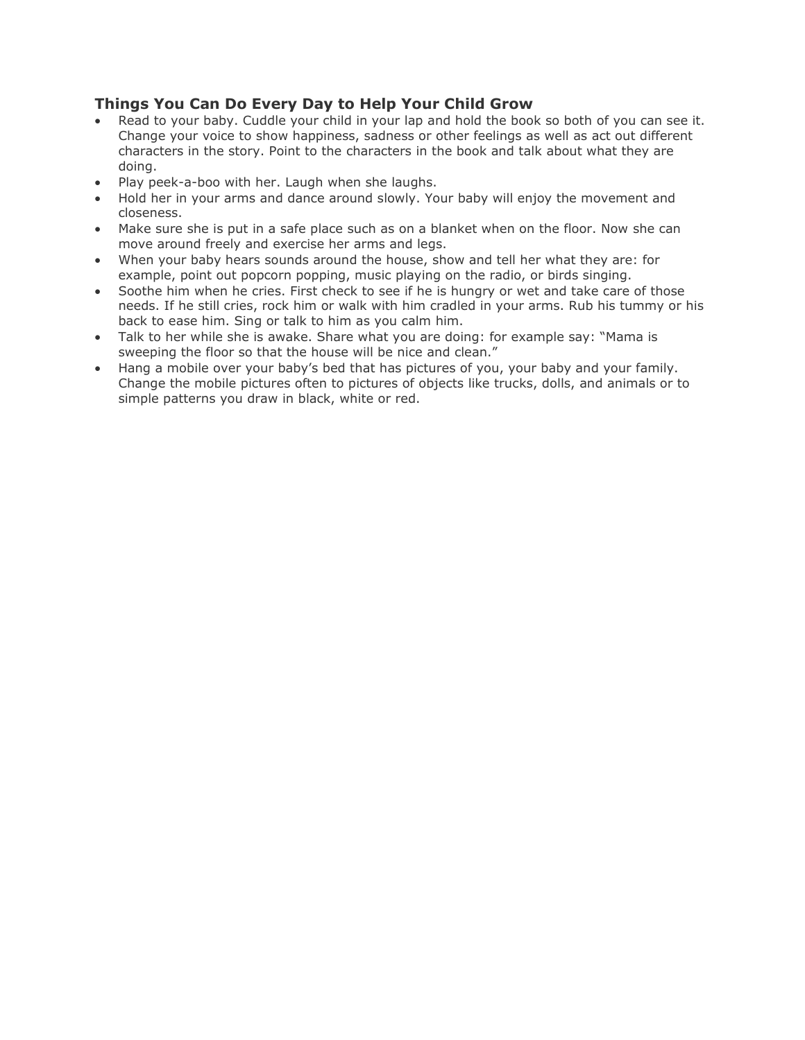### Things You Can Do Every Day to Help Your Child Grow

- Read to your baby. Cuddle your child in your lap and hold the book so both of you can see it. Change your voice to show happiness, sadness or other feelings as well as act out different characters in the story. Point to the characters in the book and talk about what they are doing.
- Play peek-a-boo with her. Laugh when she laughs.
- Hold her in your arms and dance around slowly. Your baby will enjoy the movement and closeness.
- Make sure she is put in a safe place such as on a blanket when on the floor. Now she can move around freely and exercise her arms and legs.
- When your baby hears sounds around the house, show and tell her what they are: for example, point out popcorn popping, music playing on the radio, or birds singing.
- Soothe him when he cries. First check to see if he is hungry or wet and take care of those needs. If he still cries, rock him or walk with him cradled in your arms. Rub his tummy or his back to ease him. Sing or talk to him as you calm him.
- Talk to her while she is awake. Share what you are doing: for example say: "Mama is sweeping the floor so that the house will be nice and clean."
- Hang a mobile over your baby's bed that has pictures of you, your baby and your family. Change the mobile pictures often to pictures of objects like trucks, dolls, and animals or to simple patterns you draw in black, white or red.